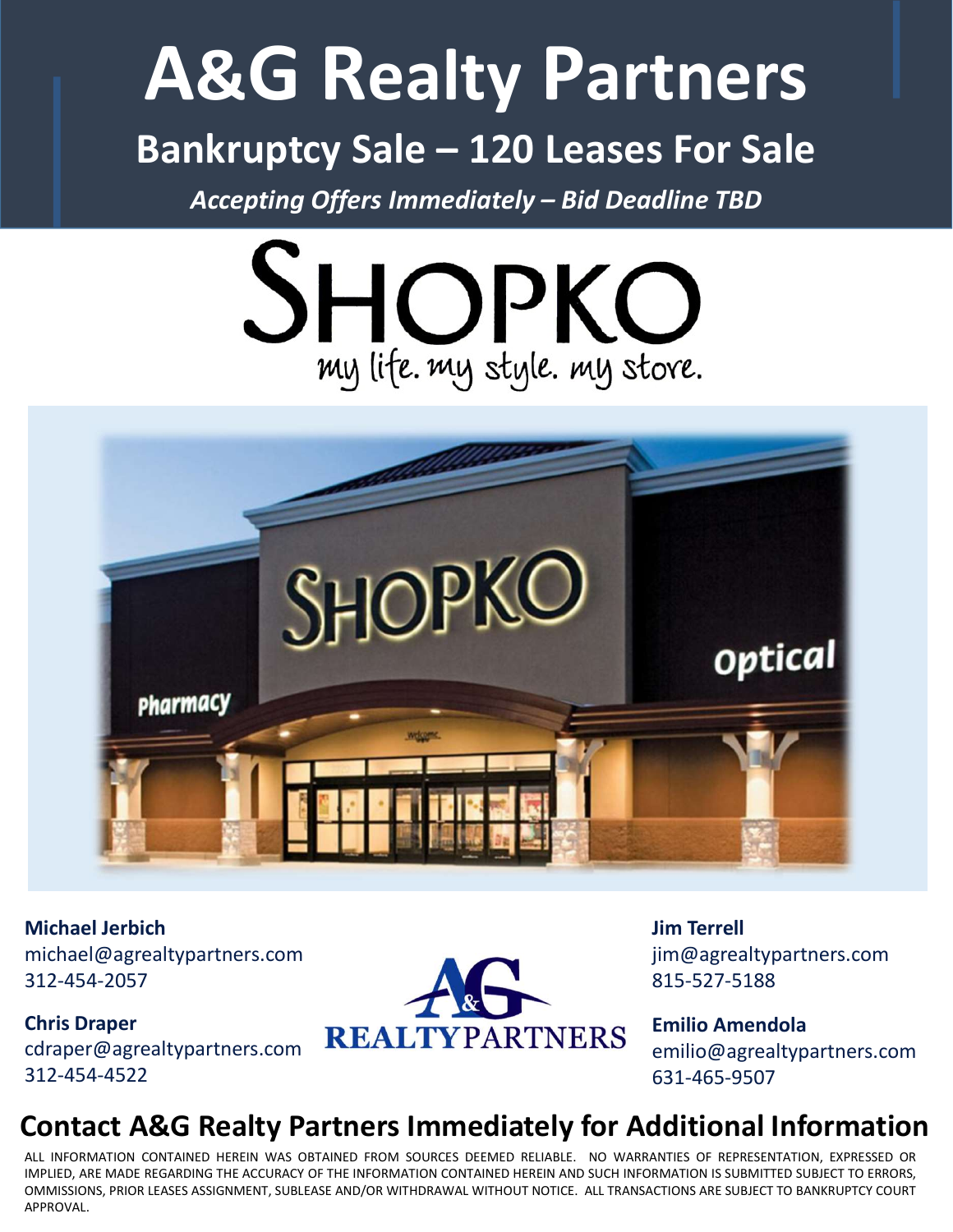# A&G Realty Partners

## Bankruptcy Sale – 120 Leases For Sale

*Accepting Offers Immediately – Bid Deadline TBD*

SHOPKO

my life. my style. my store.

**Michael Jerbich**
michael@agrealtypartners.com
312-454-2057

**Chris Draper**
cdraper@agrealtypartners.com
312-454-4522

**Jim Terrell**
jim@agrealtypartners.com
815-527-5188

**Emilio Amendola**
emilio@agrealtypartners.com
631-465-9507

A&G REALTYPARTNERS

## Contact A&G Realty Partners Immediately for Additional Information

ALL INFORMATION CONTAINED HEREIN WAS OBTAINED FROM SOURCES DEEMED RELIABLE. NO WARRANTIES OF REPRESENTATION, EXPRESSED OR IMPLIED, ARE MADE REGARDING THE ACCURACY OF THE INFORMATION CONTAINED HEREIN AND SUCH INFORMATION IS SUBMITTED SUBJECT TO ERRORS, OMMISSIONS, PRIOR LEASES ASSIGNMENT, SUBLEASE AND/OR WITHDRAWAL WITHOUT NOTICE. ALL TRANSACTIONS ARE SUBJECT TO BANKRUPTCY COURT APPROVAL.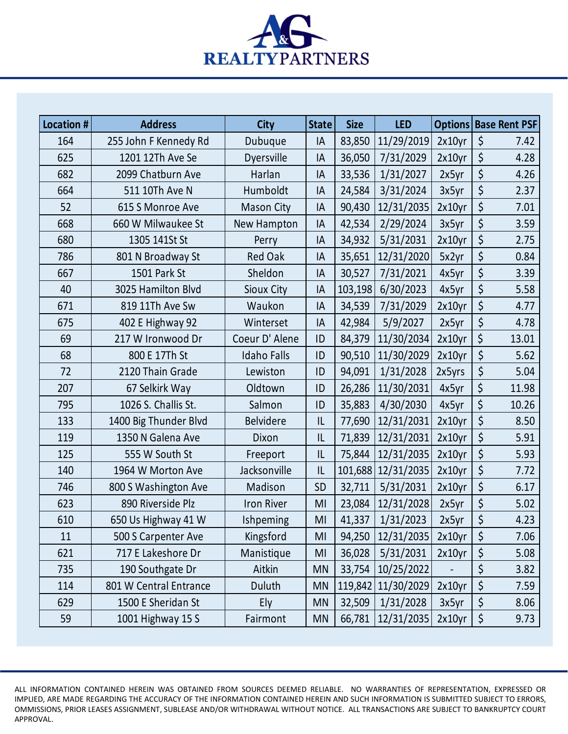# A&G REALTY PARTNERS

| Location # | Address | City | State | Size | LED | Options | Base Rent PSF |
|---|---|---|---|---|---|---|---|
| 164 | 255 John F Kennedy Rd | Dubuque | IA | 83,850 | 11/29/2019 | 2x10yr | $ 7.42 |
| 625 | 1201 12Th Ave Se | Dyersville | IA | 36,050 | 7/31/2029 | 2x10yr | $ 4.28 |
| 682 | 2099 Chatburn Ave | Harlan | IA | 33,536 | 1/31/2027 | 2x5yr | $ 4.26 |
| 664 | 511 10Th Ave N | Humboldt | IA | 24,584 | 3/31/2024 | 3x5yr | $ 2.37 |
| 52 | 615 S Monroe Ave | Mason City | IA | 90,430 | 12/31/2035 | 2x10yr | $ 7.01 |
| 668 | 660 W Milwaukee St | New Hampton | IA | 42,534 | 2/29/2024 | 3x5yr | $ 3.59 |
| 680 | 1305 141St St | Perry | IA | 34,932 | 5/31/2031 | 2x10yr | $ 2.75 |
| 786 | 801 N Broadway St | Red Oak | IA | 35,651 | 12/31/2020 | 5x2yr | $ 0.84 |
| 667 | 1501 Park St | Sheldon | IA | 30,527 | 7/31/2021 | 4x5yr | $ 3.39 |
| 40 | 3025 Hamilton Blvd | Sioux City | IA | 103,198 | 6/30/2023 | 4x5yr | $ 5.58 |
| 671 | 819 11Th Ave Sw | Waukon | IA | 34,539 | 7/31/2029 | 2x10yr | $ 4.77 |
| 675 | 402 E Highway 92 | Winterset | IA | 42,984 | 5/9/2027 | 2x5yr | $ 4.78 |
| 69 | 217 W Ironwood Dr | Coeur D' Alene | ID | 84,379 | 11/30/2034 | 2x10yr | $ 13.01 |
| 68 | 800 E 17Th St | Idaho Falls | ID | 90,510 | 11/30/2029 | 2x10yr | $ 5.62 |
| 72 | 2120 Thain Grade | Lewiston | ID | 94,091 | 1/31/2028 | 2x5yrs | $ 5.04 |
| 207 | 67 Selkirk Way | Oldtown | ID | 26,286 | 11/30/2031 | 4x5yr | $ 11.98 |
| 795 | 1026 S. Challis St. | Salmon | ID | 35,883 | 4/30/2030 | 4x5yr | $ 10.26 |
| 133 | 1400 Big Thunder Blvd | Belvidere | IL | 77,690 | 12/31/2031 | 2x10yr | $ 8.50 |
| 119 | 1350 N Galena Ave | Dixon | IL | 71,839 | 12/31/2031 | 2x10yr | $ 5.91 |
| 125 | 555 W South St | Freeport | IL | 75,844 | 12/31/2035 | 2x10yr | $ 5.93 |
| 140 | 1964 W Morton Ave | Jacksonville | IL | 101,688 | 12/31/2035 | 2x10yr | $ 7.72 |
| 746 | 800 S Washington Ave | Madison | SD | 32,711 | 5/31/2031 | 2x10yr | $ 6.17 |
| 623 | 890 Riverside Plz | Iron River | MI | 23,084 | 12/31/2028 | 2x5yr | $ 5.02 |
| 610 | 650 Us Highway 41 W | Ishpeming | MI | 41,337 | 1/31/2023 | 2x5yr | $ 4.23 |
| 11 | 500 S Carpenter Ave | Kingsford | MI | 94,250 | 12/31/2035 | 2x10yr | $ 7.06 |
| 621 | 717 E Lakeshore Dr | Manistique | MI | 36,028 | 5/31/2031 | 2x10yr | $ 5.08 |
| 735 | 190 Southgate Dr | Aitkin | MN | 33,754 | 10/25/2022 | - | $ 3.82 |
| 114 | 801 W Central Entrance | Duluth | MN | 119,842 | 11/30/2029 | 2x10yr | $ 7.59 |
| 629 | 1500 E Sheridan St | Ely | MN | 32,509 | 1/31/2028 | 3x5yr | $ 8.06 |
| 59 | 1001 Highway 15 S | Fairmont | MN | 66,781 | 12/31/2035 | 2x10yr | $ 9.73 |

ALL INFORMATION CONTAINED HEREIN WAS OBTAINED FROM SOURCES DEEMED RELIABLE. NO WARRANTIES OF REPRESENTATION, EXPRESSED OR IMPLIED, ARE MADE REGARDING THE ACCURACY OF THE INFORMATION CONTAINED HEREIN AND SUCH INFORMATION IS SUBMITTED SUBJECT TO ERRORS, OMMISSIONS, PRIOR LEASES ASSIGNMENT, SUBLEASE AND/OR WITHDRAWAL WITHOUT NOTICE. ALL TRANSACTIONS ARE SUBJECT TO BANKRUPTCY COURT APPROVAL.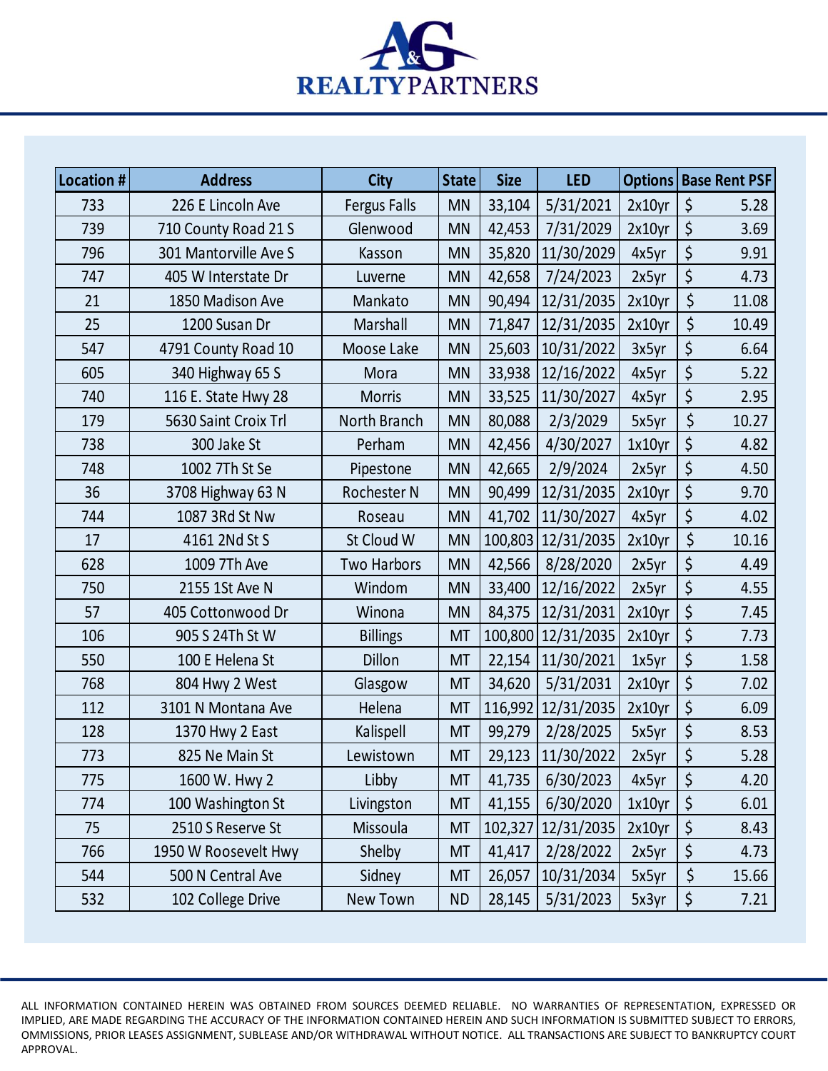A&G REALTY PARTNERS

| Location # | Address | City | State | Size | LED | Options | Base Rent PSF |
|---|---|---|---|---|---|---|---|
| 733 | 226 E Lincoln Ave | Fergus Falls | MN | 33,104 | 5/31/2021 | 2x10yr | $ 5.28 |
| 739 | 710 County Road 21 S | Glenwood | MN | 42,453 | 7/31/2029 | 2x10yr | $ 3.69 |
| 796 | 301 Mantorville Ave S | Kasson | MN | 35,820 | 11/30/2029 | 4x5yr | $ 9.91 |
| 747 | 405 W Interstate Dr | Luverne | MN | 42,658 | 7/24/2023 | 2x5yr | $ 4.73 |
| 21 | 1850 Madison Ave | Mankato | MN | 90,494 | 12/31/2035 | 2x10yr | $ 11.08 |
| 25 | 1200 Susan Dr | Marshall | MN | 71,847 | 12/31/2035 | 2x10yr | $ 10.49 |
| 547 | 4791 County Road 10 | Moose Lake | MN | 25,603 | 10/31/2022 | 3x5yr | $ 6.64 |
| 605 | 340 Highway 65 S | Mora | MN | 33,938 | 12/16/2022 | 4x5yr | $ 5.22 |
| 740 | 116 E. State Hwy 28 | Morris | MN | 33,525 | 11/30/2027 | 4x5yr | $ 2.95 |
| 179 | 5630 Saint Croix Trl | North Branch | MN | 80,088 | 2/3/2029 | 5x5yr | $ 10.27 |
| 738 | 300 Jake St | Perham | MN | 42,456 | 4/30/2027 | 1x10yr | $ 4.82 |
| 748 | 1002 7Th St Se | Pipestone | MN | 42,665 | 2/9/2024 | 2x5yr | $ 4.50 |
| 36 | 3708 Highway 63 N | Rochester N | MN | 90,499 | 12/31/2035 | 2x10yr | $ 9.70 |
| 744 | 1087 3Rd St Nw | Roseau | MN | 41,702 | 11/30/2027 | 4x5yr | $ 4.02 |
| 17 | 4161 2Nd St S | St Cloud W | MN | 100,803 | 12/31/2035 | 2x10yr | $ 10.16 |
| 628 | 1009 7Th Ave | Two Harbors | MN | 42,566 | 8/28/2020 | 2x5yr | $ 4.49 |
| 750 | 2155 1St Ave N | Windom | MN | 33,400 | 12/16/2022 | 2x5yr | $ 4.55 |
| 57 | 405 Cottonwood Dr | Winona | MN | 84,375 | 12/31/2031 | 2x10yr | $ 7.45 |
| 106 | 905 S 24Th St W | Billings | MT | 100,800 | 12/31/2035 | 2x10yr | $ 7.73 |
| 550 | 100 E Helena St | Dillon | MT | 22,154 | 11/30/2021 | 1x5yr | $ 1.58 |
| 768 | 804 Hwy 2 West | Glasgow | MT | 34,620 | 5/31/2031 | 2x10yr | $ 7.02 |
| 112 | 3101 N Montana Ave | Helena | MT | 116,992 | 12/31/2035 | 2x10yr | $ 6.09 |
| 128 | 1370 Hwy 2 East | Kalispell | MT | 99,279 | 2/28/2025 | 5x5yr | $ 8.53 |
| 773 | 825 Ne Main St | Lewistown | MT | 29,123 | 11/30/2022 | 2x5yr | $ 5.28 |
| 775 | 1600 W. Hwy 2 | Libby | MT | 41,735 | 6/30/2023 | 4x5yr | $ 4.20 |
| 774 | 100 Washington St | Livingston | MT | 41,155 | 6/30/2020 | 1x10yr | $ 6.01 |
| 75 | 2510 S Reserve St | Missoula | MT | 102,327 | 12/31/2035 | 2x10yr | $ 8.43 |
| 766 | 1950 W Roosevelt Hwy | Shelby | MT | 41,417 | 2/28/2022 | 2x5yr | $ 4.73 |
| 544 | 500 N Central Ave | Sidney | MT | 26,057 | 10/31/2034 | 5x5yr | $ 15.66 |
| 532 | 102 College Drive | New Town | ND | 28,145 | 5/31/2023 | 5x3yr | $ 7.21 |

ALL INFORMATION CONTAINED HEREIN WAS OBTAINED FROM SOURCES DEEMED RELIABLE. NO WARRANTIES OF REPRESENTATION, EXPRESSED OR IMPLIED, ARE MADE REGARDING THE ACCURACY OF THE INFORMATION CONTAINED HEREIN AND SUCH INFORMATION IS SUBMITTED SUBJECT TO ERRORS, OMMISSIONS, PRIOR LEASES ASSIGNMENT, SUBLEASE AND/OR WITHDRAWAL WITHOUT NOTICE. ALL TRANSACTIONS ARE SUBJECT TO BANKRUPTCY COURT APPROVAL.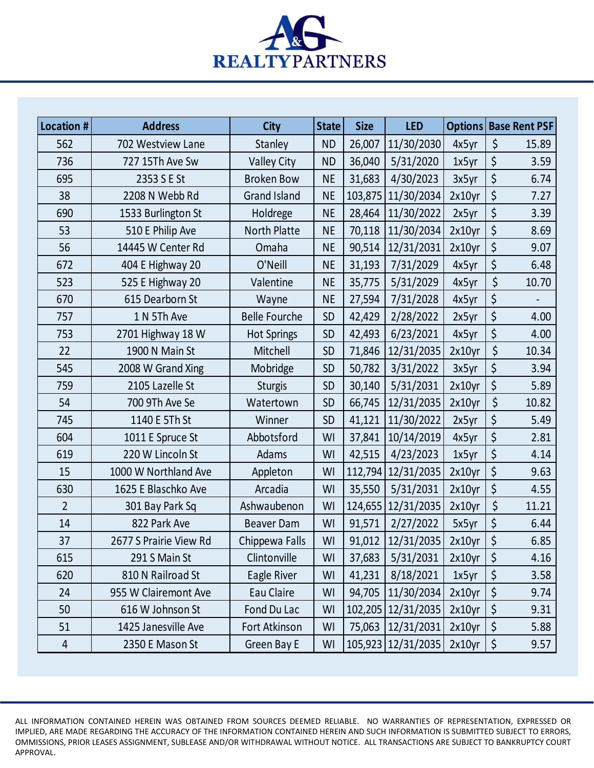# A&G REALTY PARTNERS

| Location # | Address | City | State | Size | LED | Options | Base Rent PSF |
|---|---|---|---|---|---|---|---|
| 562 | 702 Westview Lane | Stanley | ND | 26,007 | 11/30/2030 | 4x5yr | $ 15.89 |
| 736 | 727 15Th Ave Sw | Valley City | ND | 36,040 | 5/31/2020 | 1x5yr | $ 3.59 |
| 695 | 2353 S E St | Broken Bow | NE | 31,683 | 4/30/2023 | 3x5yr | $ 6.74 |
| 38 | 2208 N Webb Rd | Grand Island | NE | 103,875 | 11/30/2034 | 2x10yr | $ 7.27 |
| 690 | 1533 Burlington St | Holdrege | NE | 28,464 | 11/30/2022 | 2x5yr | $ 3.39 |
| 53 | 510 E Philip Ave | North Platte | NE | 70,118 | 11/30/2034 | 2x10yr | $ 8.69 |
| 56 | 14445 W Center Rd | Omaha | NE | 90,514 | 12/31/2031 | 2x10yr | $ 9.07 |
| 672 | 404 E Highway 20 | O'Neill | NE | 31,193 | 7/31/2029 | 4x5yr | $ 6.48 |
| 523 | 525 E Highway 20 | Valentine | NE | 35,775 | 5/31/2029 | 4x5yr | $ 10.70 |
| 670 | 615 Dearborn St | Wayne | NE | 27,594 | 7/31/2028 | 4x5yr | $ - |
| 757 | 1 N 5Th Ave | Belle Fourche | SD | 42,429 | 2/28/2022 | 2x5yr | $ 4.00 |
| 753 | 2701 Highway 18 W | Hot Springs | SD | 42,493 | 6/23/2021 | 4x5yr | $ 4.00 |
| 22 | 1900 N Main St | Mitchell | SD | 71,846 | 12/31/2035 | 2x10yr | $ 10.34 |
| 545 | 2008 W Grand Xing | Mobridge | SD | 50,782 | 3/31/2022 | 3x5yr | $ 3.94 |
| 759 | 2105 Lazelle St | Sturgis | SD | 30,140 | 5/31/2031 | 2x10yr | $ 5.89 |
| 54 | 700 9Th Ave Se | Watertown | SD | 66,745 | 12/31/2035 | 2x10yr | $ 10.82 |
| 745 | 1140 E 5Th St | Winner | SD | 41,121 | 11/30/2022 | 2x5yr | $ 5.49 |
| 604 | 1011 E Spruce St | Abbotsford | WI | 37,841 | 10/14/2019 | 4x5yr | $ 2.81 |
| 619 | 220 W Lincoln St | Adams | WI | 42,515 | 4/23/2023 | 1x5yr | $ 4.14 |
| 15 | 1000 W Northland Ave | Appleton | WI | 112,794 | 12/31/2035 | 2x10yr | $ 9.63 |
| 630 | 1625 E Blaschko Ave | Arcadia | WI | 35,550 | 5/31/2031 | 2x10yr | $ 4.55 |
| 2 | 301 Bay Park Sq | Ashwaubenon | WI | 124,655 | 12/31/2035 | 2x10yr | $ 11.21 |
| 14 | 822 Park Ave | Beaver Dam | WI | 91,571 | 2/27/2022 | 5x5yr | $ 6.44 |
| 37 | 2677 S Prairie View Rd | Chippewa Falls | WI | 91,012 | 12/31/2035 | 2x10yr | $ 6.85 |
| 615 | 291 S Main St | Clintonville | WI | 37,683 | 5/31/2031 | 2x10yr | $ 4.16 |
| 620 | 810 N Railroad St | Eagle River | WI | 41,231 | 8/18/2021 | 1x5yr | $ 3.58 |
| 24 | 955 W Clairemont Ave | Eau Claire | WI | 94,705 | 11/30/2034 | 2x10yr | $ 9.74 |
| 50 | 616 W Johnson St | Fond Du Lac | WI | 102,205 | 12/31/2035 | 2x10yr | $ 9.31 |
| 51 | 1425 Janesville Ave | Fort Atkinson | WI | 75,063 | 12/31/2031 | 2x10yr | $ 5.88 |
| 4 | 2350 E Mason St | Green Bay E | WI | 105,923 | 12/31/2035 | 2x10yr | $ 9.57 |

ALL INFORMATION CONTAINED HEREIN WAS OBTAINED FROM SOURCES DEEMED RELIABLE. NO WARRANTIES OF REPRESENTATION, EXPRESSED OR IMPLIED, ARE MADE REGARDING THE ACCURACY OF THE INFORMATION CONTAINED HEREIN AND SUCH INFORMATION IS SUBMITTED SUBJECT TO ERRORS, OMMISSIONS, PRIOR LEASES ASSIGNMENT, SUBLEASE AND/OR WITHDRAWAL WITHOUT NOTICE. ALL TRANSACTIONS ARE SUBJECT TO BANKRUPTCY COURT APPROVAL.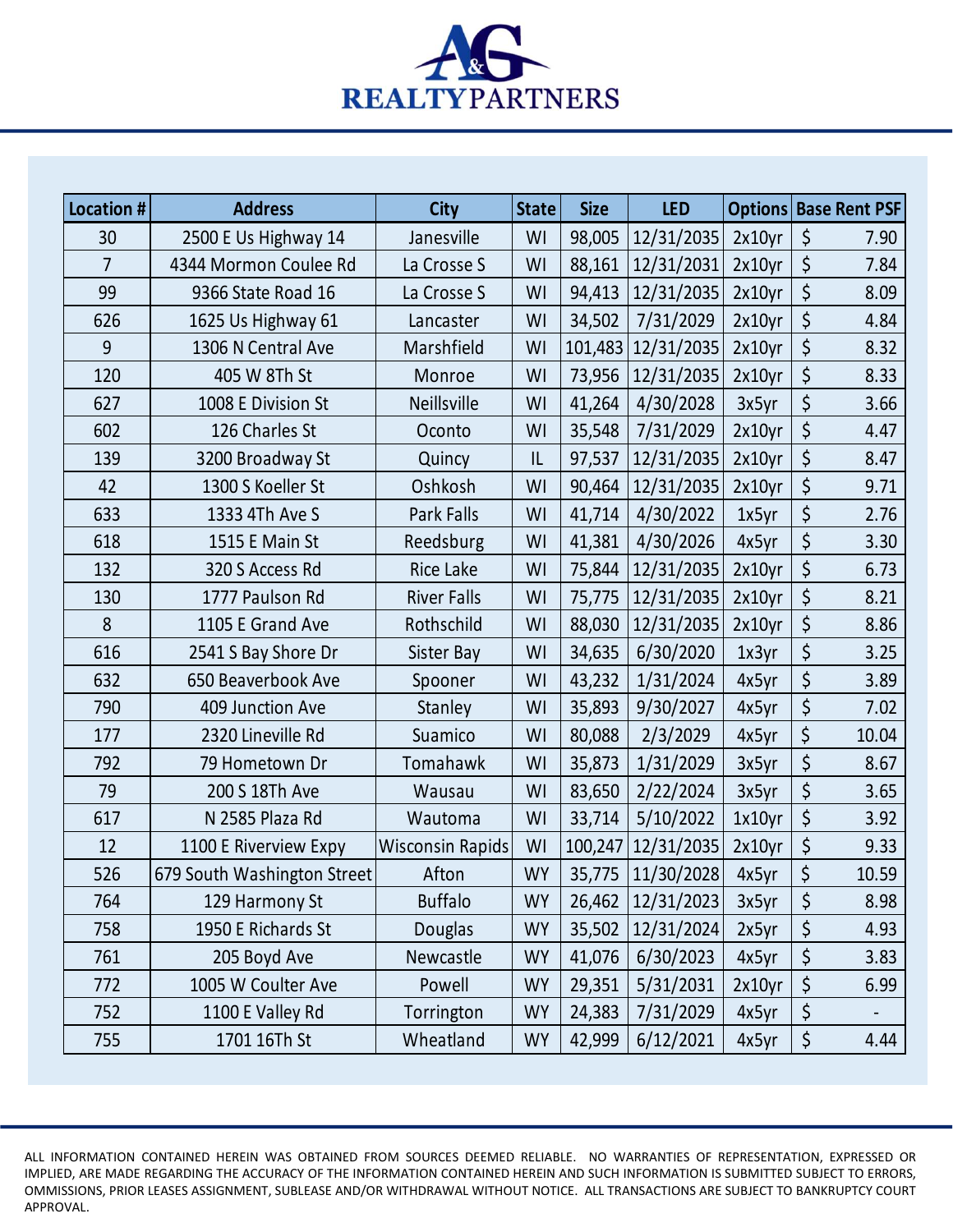# A&G REALTY PARTNERS

| Location # | Address | City | State | Size | LED | Options | Base Rent PSF |
|---|---|---|---|---|---|---|---|
| 30 | 2500 E Us Highway 14 | Janesville | WI | 98,005 | 12/31/2035 | 2x10yr | $ 7.90 |
| 7 | 4344 Mormon Coulee Rd | La Crosse S | WI | 88,161 | 12/31/2031 | 2x10yr | $ 7.84 |
| 99 | 9366 State Road 16 | La Crosse S | WI | 94,413 | 12/31/2035 | 2x10yr | $ 8.09 |
| 626 | 1625 Us Highway 61 | Lancaster | WI | 34,502 | 7/31/2029 | 2x10yr | $ 4.84 |
| 9 | 1306 N Central Ave | Marshfield | WI | 101,483 | 12/31/2035 | 2x10yr | $ 8.32 |
| 120 | 405 W 8Th St | Monroe | WI | 73,956 | 12/31/2035 | 2x10yr | $ 8.33 |
| 627 | 1008 E Division St | Neillsville | WI | 41,264 | 4/30/2028 | 3x5yr | $ 3.66 |
| 602 | 126 Charles St | Oconto | WI | 35,548 | 7/31/2029 | 2x10yr | $ 4.47 |
| 139 | 3200 Broadway St | Quincy | IL | 97,537 | 12/31/2035 | 2x10yr | $ 8.47 |
| 42 | 1300 S Koeller St | Oshkosh | WI | 90,464 | 12/31/2035 | 2x10yr | $ 9.71 |
| 633 | 1333 4Th Ave S | Park Falls | WI | 41,714 | 4/30/2022 | 1x5yr | $ 2.76 |
| 618 | 1515 E Main St | Reedsburg | WI | 41,381 | 4/30/2026 | 4x5yr | $ 3.30 |
| 132 | 320 S Access Rd | Rice Lake | WI | 75,844 | 12/31/2035 | 2x10yr | $ 6.73 |
| 130 | 1777 Paulson Rd | River Falls | WI | 75,775 | 12/31/2035 | 2x10yr | $ 8.21 |
| 8 | 1105 E Grand Ave | Rothschild | WI | 88,030 | 12/31/2035 | 2x10yr | $ 8.86 |
| 616 | 2541 S Bay Shore Dr | Sister Bay | WI | 34,635 | 6/30/2020 | 1x3yr | $ 3.25 |
| 632 | 650 Beaverbook Ave | Spooner | WI | 43,232 | 1/31/2024 | 4x5yr | $ 3.89 |
| 790 | 409 Junction Ave | Stanley | WI | 35,893 | 9/30/2027 | 4x5yr | $ 7.02 |
| 177 | 2320 Lineville Rd | Suamico | WI | 80,088 | 2/3/2029 | 4x5yr | $ 10.04 |
| 792 | 79 Hometown Dr | Tomahawk | WI | 35,873 | 1/31/2029 | 3x5yr | $ 8.67 |
| 79 | 200 S 18Th Ave | Wausau | WI | 83,650 | 2/22/2024 | 3x5yr | $ 3.65 |
| 617 | N 2585 Plaza Rd | Wautoma | WI | 33,714 | 5/10/2022 | 1x10yr | $ 3.92 |
| 12 | 1100 E Riverview Expy | Wisconsin Rapids | WI | 100,247 | 12/31/2035 | 2x10yr | $ 9.33 |
| 526 | 679 South Washington Street | Afton | WY | 35,775 | 11/30/2028 | 4x5yr | $ 10.59 |
| 764 | 129 Harmony St | Buffalo | WY | 26,462 | 12/31/2023 | 3x5yr | $ 8.98 |
| 758 | 1950 E Richards St | Douglas | WY | 35,502 | 12/31/2024 | 2x5yr | $ 4.93 |
| 761 | 205 Boyd Ave | Newcastle | WY | 41,076 | 6/30/2023 | 4x5yr | $ 3.83 |
| 772 | 1005 W Coulter Ave | Powell | WY | 29,351 | 5/31/2031 | 2x10yr | $ 6.99 |
| 752 | 1100 E Valley Rd | Torrington | WY | 24,383 | 7/31/2029 | 4x5yr | $ - |
| 755 | 1701 16Th St | Wheatland | WY | 42,999 | 6/12/2021 | 4x5yr | $ 4.44 |

ALL INFORMATION CONTAINED HEREIN WAS OBTAINED FROM SOURCES DEEMED RELIABLE. NO WARRANTIES OF REPRESENTATION, EXPRESSED OR IMPLIED, ARE MADE REGARDING THE ACCURACY OF THE INFORMATION CONTAINED HEREIN AND SUCH INFORMATION IS SUBMITTED SUBJECT TO ERRORS, OMMISSIONS, PRIOR LEASES ASSIGNMENT, SUBLEASE AND/OR WITHDRAWAL WITHOUT NOTICE. ALL TRANSACTIONS ARE SUBJECT TO BANKRUPTCY COURT APPROVAL.